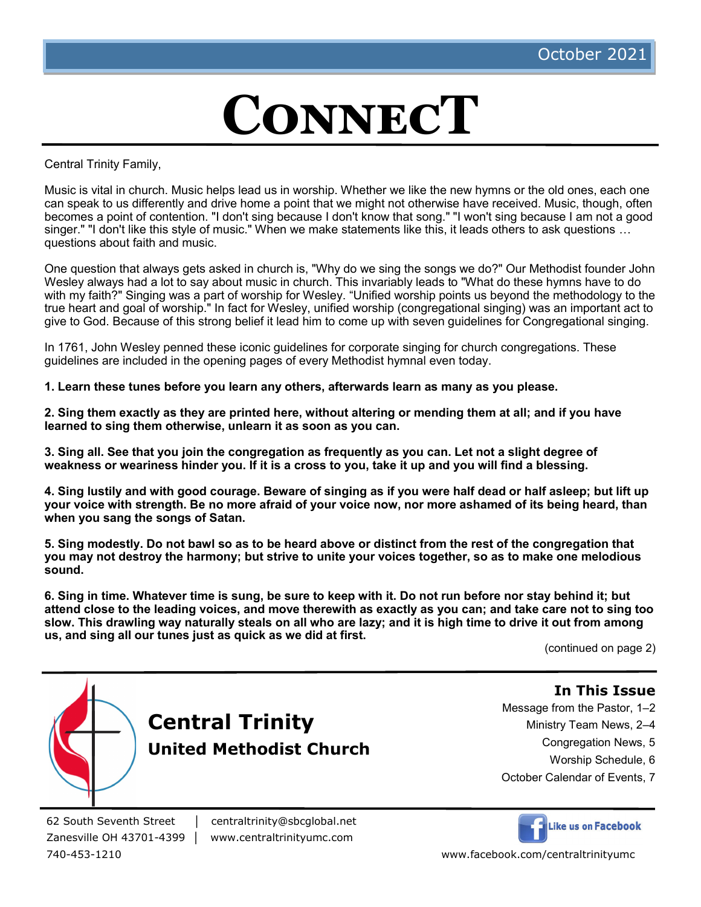October 2021

# CONNECT

Central Trinity Family,

Music is vital in church. Music helps lead us in worship. Whether we like the new hymns or the old ones, each one can speak to us differently and drive home a point that we might not otherwise have received. Music, though, often becomes a point of contention. "I don't sing because I don't know that song." "I won't sing because I am not a good singer." "I don't like this style of music." When we make statements like this, it leads others to ask questions … questions about faith and music.

One question that always gets asked in church is, "Why do we sing the songs we do?" Our Methodist founder John Wesley always had a lot to say about music in church. This invariably leads to "What do these hymns have to do with my faith?" Singing was a part of worship for Wesley. “Unified worship points us beyond the methodology to the true heart and goal of worship." In fact for Wesley, unified worship (congregational singing) was an important act to give to God. Because of this strong belief it lead him to come up with seven guidelines for Congregational singing.

In 1761, John Wesley penned these iconic guidelines for corporate singing for church congregations. These guidelines are included in the opening pages of every Methodist hymnal even today.

**1. Learn these tunes before you learn any others, afterwards learn as many as you please.**

**2. Sing them exactly as they are printed here, without altering or mending them at all; and if you have learned to sing them otherwise, unlearn it as soon as you can.**

**3. Sing all. See that you join the congregation as frequently as you can. Let not a slight degree of weakness or weariness hinder you. If it is a cross to you, take it up and you will find a blessing.**

**4. Sing lustily and with good courage. Beware of singing as if you were half dead or half asleep; but lift up your voice with strength. Be no more afraid of your voice now, nor more ashamed of its being heard, than when you sang the songs of Satan.**

**5. Sing modestly. Do not bawl so as to be heard above or distinct from the rest of the congregation that you may not destroy the harmony; but strive to unite your voices together, so as to make one melodious sound.**

**6. Sing in time. Whatever time is sung, be sure to keep with it. Do not run before nor stay behind it; but attend close to the leading voices, and move therewith as exactly as you can; and take care not to sing too slow. This drawling way naturally steals on all who are lazy; and it is high time to drive it out from among us, and sing all our tunes just as quick as we did at first.**

(continued on page 2)

## Central Trinity
### United Methodist Church

**In This Issue**

Message from the Pastor, 1–2
Ministry Team News, 2–4
Congregation News, 5
Worship Schedule, 6
October Calendar of Events, 7

62 South Seventh Street | centraltrinity@sbcglobal.net
Zanesville OH 43701-4399 | www.centraltrinityumc.com
740-453-1210

Like us on Facebook
www.facebook.com/centraltrinityumc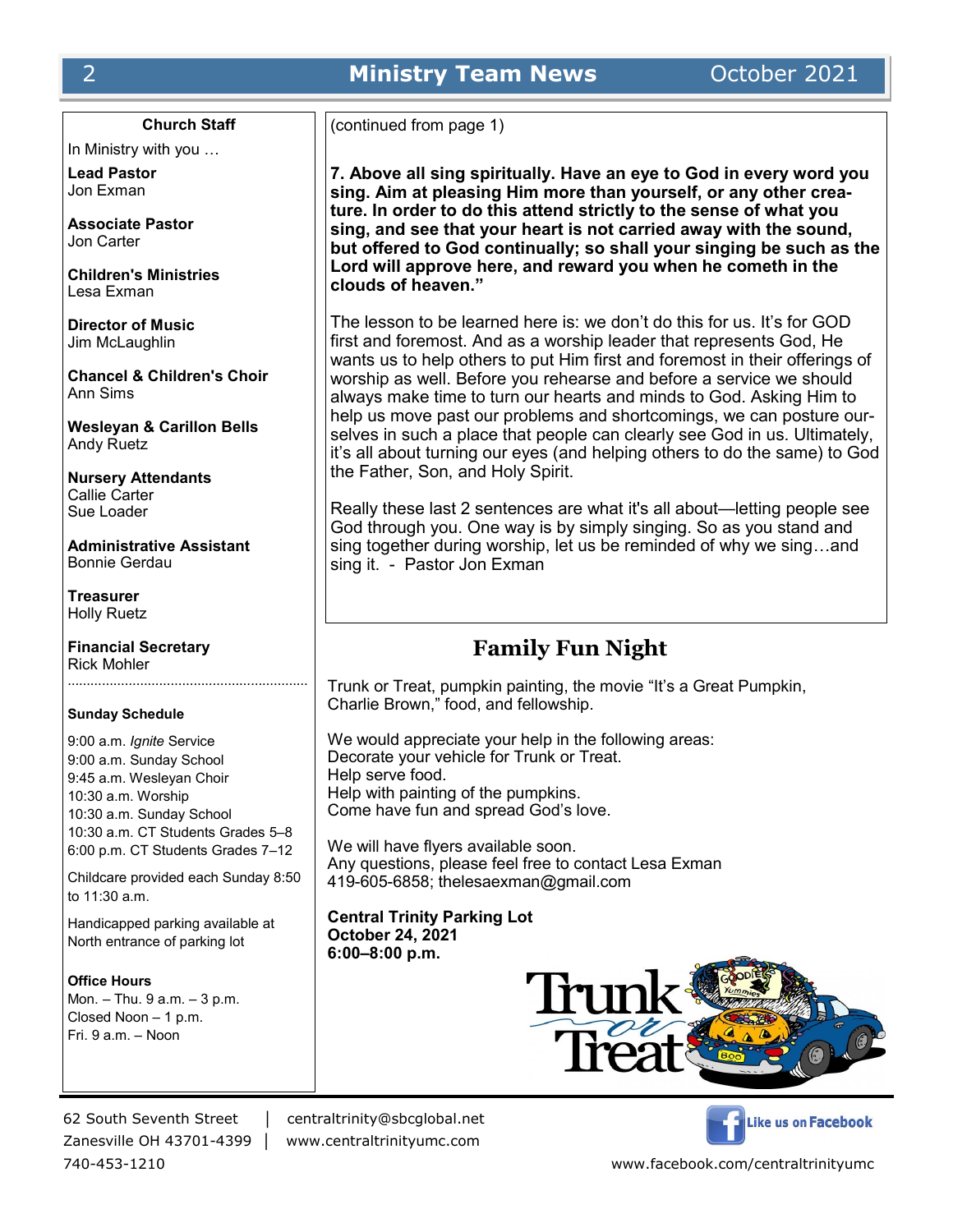## Church Staff

In Ministry with you …

**Lead Pastor**
Jon Exman

**Associate Pastor**
Jon Carter

**Children's Ministries**
Lesa Exman

**Director of Music**
Jim McLaughlin

**Chancel & Children's Choir**
Ann Sims

**Wesleyan & Carillon Bells**
Andy Ruetz

**Nursery Attendants**
Callie Carter
Sue Loader

**Administrative Assistant**
Bonnie Gerdau

**Treasurer**
Holly Ruetz

**Financial Secretary**
Rick Mohler

**Sunday Schedule**

9:00 a.m. *Ignite* Service
9:00 a.m. Sunday School
9:45 a.m. Wesleyan Choir
10:30 a.m. Worship
10:30 a.m. Sunday School
10:30 a.m. CT Students Grades 5–8
6:00 p.m. CT Students Grades 7–12

Childcare provided each Sunday 8:50 to 11:30 a.m.

Handicapped parking available at North entrance of parking lot

**Office Hours**
Mon. – Thu. 9 a.m. – 3 p.m.
Closed Noon – 1 p.m.
Fri. 9 a.m. – Noon

(continued from page 1)

**7. Above all sing spiritually. Have an eye to God in every word you sing. Aim at pleasing Him more than yourself, or any other creature. In order to do this attend strictly to the sense of what you sing, and see that your heart is not carried away with the sound, but offered to God continually; so shall your singing be such as the Lord will approve here, and reward you when he cometh in the clouds of heaven."**

The lesson to be learned here is: we don't do this for us. It's for GOD first and foremost. And as a worship leader that represents God, He wants us to help others to put Him first and foremost in their offerings of worship as well. Before you rehearse and before a service we should always make time to turn our hearts and minds to God. Asking Him to help us move past our problems and shortcomings, we can posture ourselves in such a place that people can clearly see God in us. Ultimately, it's all about turning our eyes (and helping others to do the same) to God the Father, Son, and Holy Spirit.

Really these last 2 sentences are what it's all about—letting people see God through you. One way is by simply singing. So as you stand and sing together during worship, let us be reminded of why we sing…and sing it. - Pastor Jon Exman

## Family Fun Night

Trunk or Treat, pumpkin painting, the movie "It's a Great Pumpkin, Charlie Brown," food, and fellowship.

We would appreciate your help in the following areas:
Decorate your vehicle for Trunk or Treat.
Help serve food.
Help with painting of the pumpkins.
Come have fun and spread God's love.

We will have flyers available soon.
Any questions, please feel free to contact Lesa Exman
419-605-6858; thelesaexman@gmail.com

**Central Trinity Parking Lot**
**October 24, 2021**
**6:00–8:00 p.m.**

62 South Seventh Street | centraltrinity@sbcglobal.net
Zanesville OH 43701-4399 | www.centraltrinityumc.com
740-453-1210

Like us on Facebook
www.facebook.com/centraltrinityumc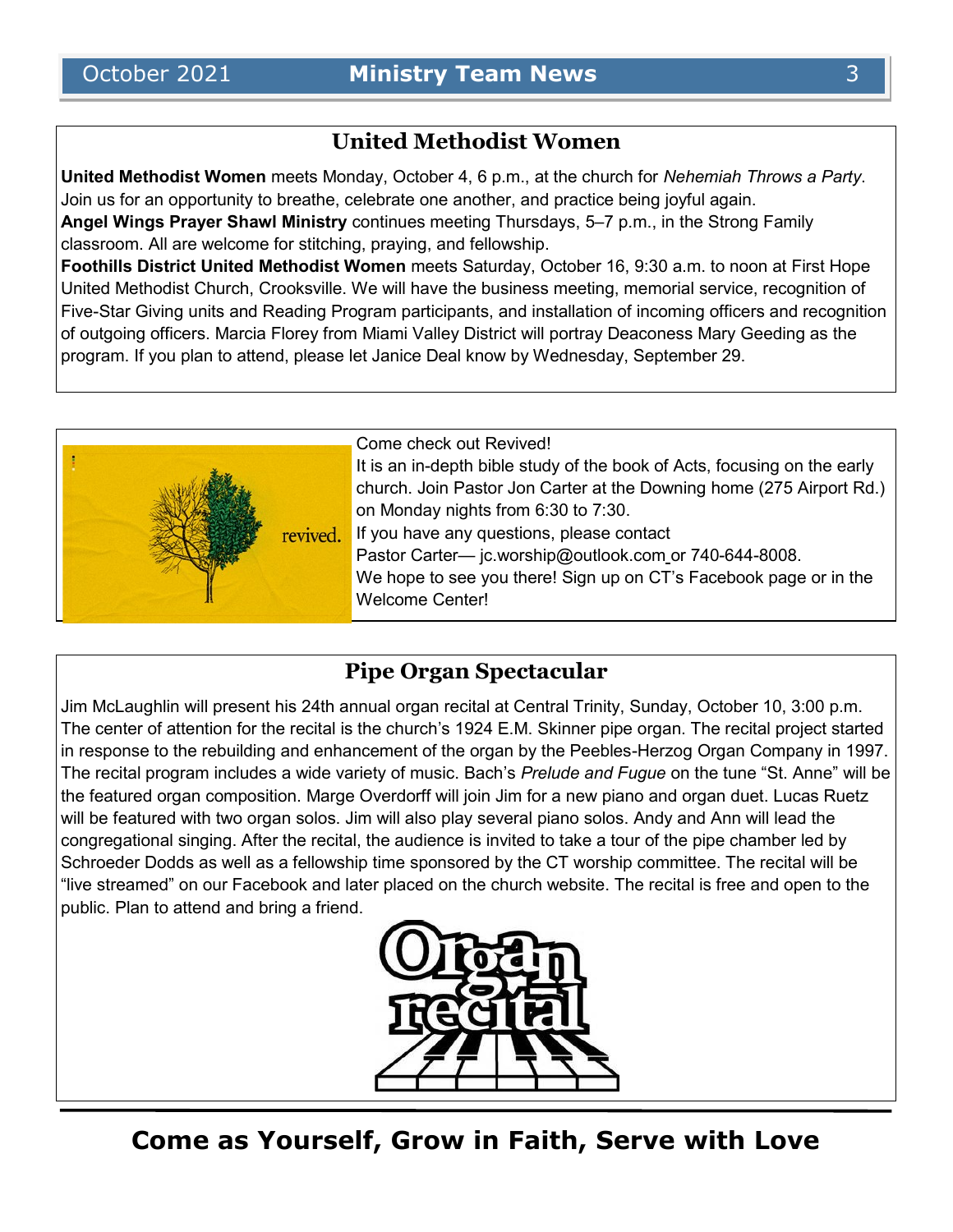## United Methodist Women

**United Methodist Women** meets Monday, October 4, 6 p.m., at the church for *Nehemiah Throws a Party*. Join us for an opportunity to breathe, celebrate one another, and practice being joyful again.

**Angel Wings Prayer Shawl Ministry** continues meeting Thursdays, 5–7 p.m., in the Strong Family classroom. All are welcome for stitching, praying, and fellowship.

**Foothills District United Methodist Women** meets Saturday, October 16, 9:30 a.m. to noon at First Hope United Methodist Church, Crooksville. We will have the business meeting, memorial service, recognition of Five-Star Giving units and Reading Program participants, and installation of incoming officers and recognition of outgoing officers. Marcia Florey from Miami Valley District will portray Deaconess Mary Geeding as the program. If you plan to attend, please let Janice Deal know by Wednesday, September 29.

revived.

Come check out Revived!

It is an in-depth bible study of the book of Acts, focusing on the early church. Join Pastor Jon Carter at the Downing home (275 Airport Rd.) on Monday nights from 6:30 to 7:30.

If you have any questions, please contact Pastor Carter— jc.worship@outlook.com or 740-644-8008.

We hope to see you there! Sign up on CT's Facebook page or in the Welcome Center!

## Pipe Organ Spectacular

Jim McLaughlin will present his 24th annual organ recital at Central Trinity, Sunday, October 10, 3:00 p.m. The center of attention for the recital is the church's 1924 E.M. Skinner pipe organ. The recital project started in response to the rebuilding and enhancement of the organ by the Peebles-Herzog Organ Company in 1997. The recital program includes a wide variety of music. Bach's *Prelude and Fugue* on the tune "St. Anne" will be the featured organ composition. Marge Overdorff will join Jim for a new piano and organ duet. Lucas Ruetz will be featured with two organ solos. Jim will also play several piano solos. Andy and Ann will lead the congregational singing. After the recital, the audience is invited to take a tour of the pipe chamber led by Schroeder Dodds as well as a fellowship time sponsored by the CT worship committee. The recital will be "live streamed" on our Facebook and later placed on the church website. The recital is free and open to the public. Plan to attend and bring a friend.

Organ recital

**Come as Yourself, Grow in Faith, Serve with Love**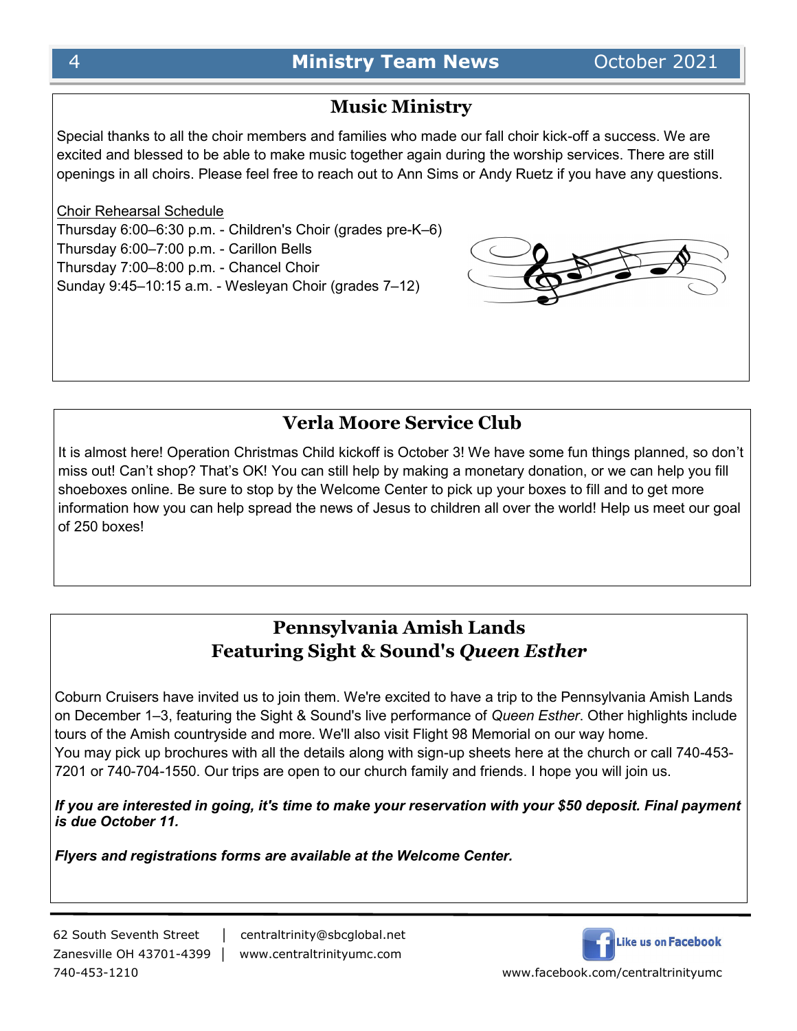## Music Ministry

Special thanks to all the choir members and families who made our fall choir kick-off a success. We are excited and blessed to be able to make music together again during the worship services. There are still openings in all choirs. Please feel free to reach out to Ann Sims or Andy Ruetz if you have any questions.

Choir Rehearsal Schedule

Thursday 6:00–6:30 p.m. - Children's Choir (grades pre-K–6)
Thursday 6:00–7:00 p.m. - Carillon Bells
Thursday 7:00–8:00 p.m. - Chancel Choir
Sunday 9:45–10:15 a.m. - Wesleyan Choir (grades 7–12)

## Verla Moore Service Club

It is almost here! Operation Christmas Child kickoff is October 3! We have some fun things planned, so don't miss out! Can't shop? That's OK! You can still help by making a monetary donation, or we can help you fill shoeboxes online. Be sure to stop by the Welcome Center to pick up your boxes to fill and to get more information how you can help spread the news of Jesus to children all over the world! Help us meet our goal of 250 boxes!

## Pennsylvania Amish Lands Featuring Sight & Sound's *Queen Esther*

Coburn Cruisers have invited us to join them. We're excited to have a trip to the Pennsylvania Amish Lands on December 1–3, featuring the Sight & Sound's live performance of *Queen Esther*. Other highlights include tours of the Amish countryside and more. We'll also visit Flight 98 Memorial on our way home.
You may pick up brochures with all the details along with sign-up sheets here at the church or call 740-453-7201 or 740-704-1550. Our trips are open to our church family and friends. I hope you will join us.

***If you are interested in going, it's time to make your reservation with your $50 deposit. Final payment is due October 11.***

***Flyers and registrations forms are available at the Welcome Center.***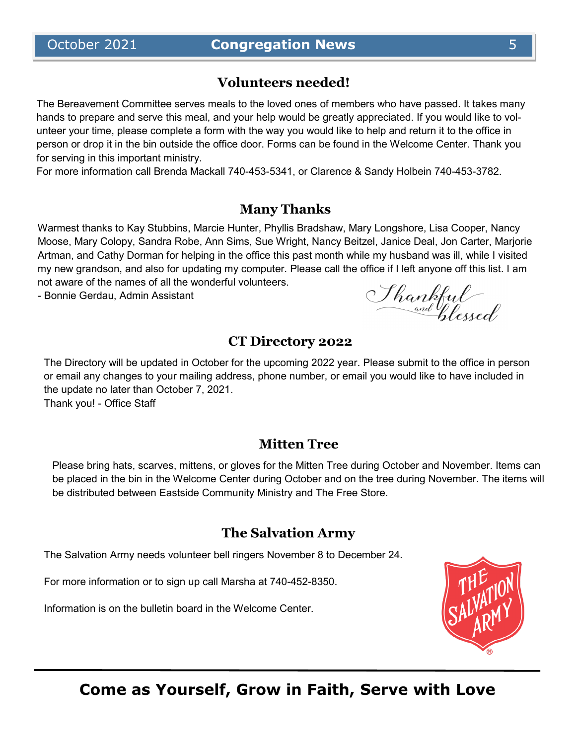## Volunteers needed!

The Bereavement Committee serves meals to the loved ones of members who have passed. It takes many hands to prepare and serve this meal, and your help would be greatly appreciated. If you would like to volunteer your time, please complete a form with the way you would like to help and return it to the office in person or drop it in the bin outside the office door. Forms can be found in the Welcome Center. Thank you for serving in this important ministry.

For more information call Brenda Mackall 740-453-5341, or Clarence & Sandy Holbein 740-453-3782.

## Many Thanks

Warmest thanks to Kay Stubbins, Marcie Hunter, Phyllis Bradshaw, Mary Longshore, Lisa Cooper, Nancy Moose, Mary Colopy, Sandra Robe, Ann Sims, Sue Wright, Nancy Beitzel, Janice Deal, Jon Carter, Marjorie Artman, and Cathy Dorman for helping in the office this past month while my husband was ill, while I visited my new grandson, and also for updating my computer. Please call the office if I left anyone off this list. I am not aware of the names of all the wonderful volunteers.

- Bonnie Gerdau, Admin Assistant

*Thankful and blessed*

## CT Directory 2022

The Directory will be updated in October for the upcoming 2022 year. Please submit to the office in person or email any changes to your mailing address, phone number, or email you would like to have included in the update no later than October 7, 2021.

Thank you! - Office Staff

## Mitten Tree

Please bring hats, scarves, mittens, or gloves for the Mitten Tree during October and November. Items can be placed in the bin in the Welcome Center during October and on the tree during November. The items will be distributed between Eastside Community Ministry and The Free Store.

## The Salvation Army

The Salvation Army needs volunteer bell ringers November 8 to December 24.

For more information or to sign up call Marsha at 740-452-8350.

Information is on the bulletin board in the Welcome Center.

**Come as Yourself, Grow in Faith, Serve with Love**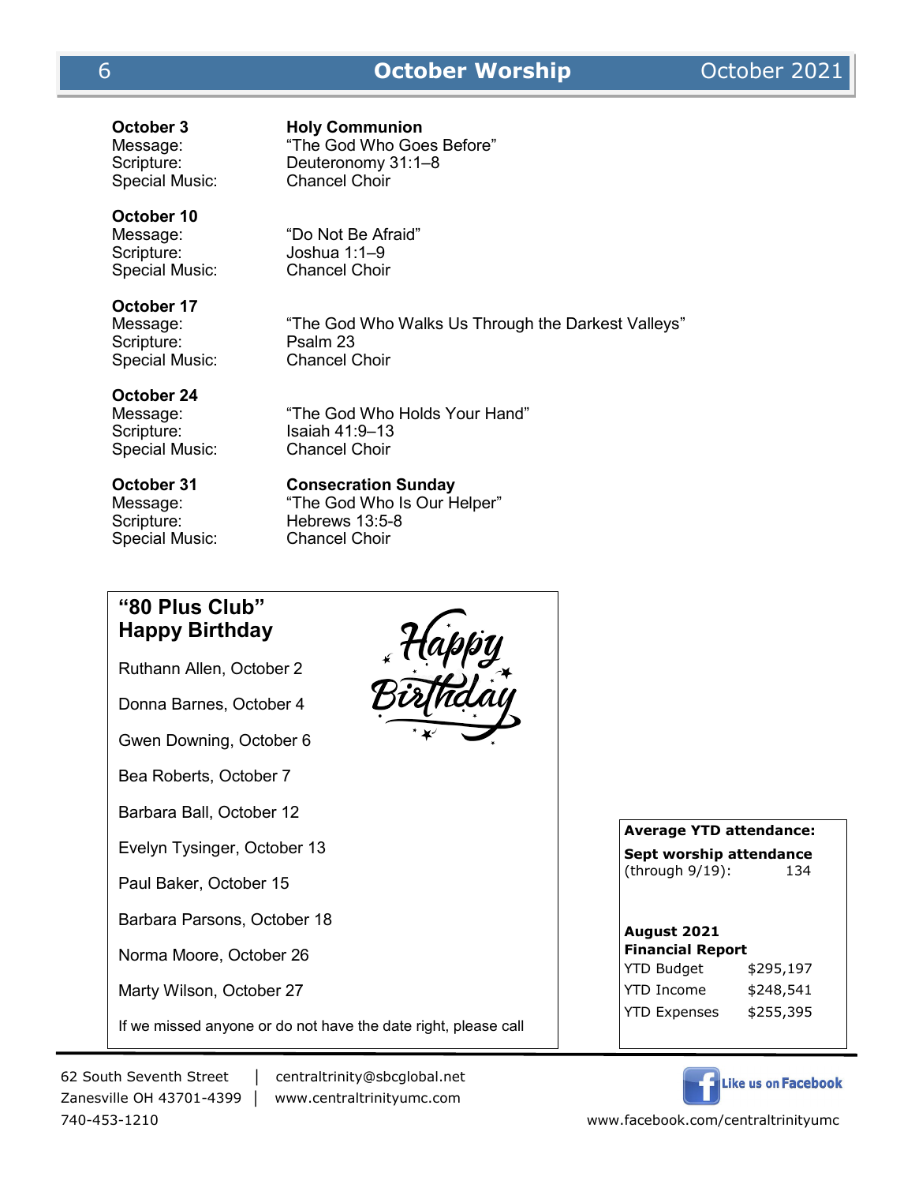# October Worship

**October 3** — **Holy Communion**
Message: "The God Who Goes Before"
Scripture: Deuteronomy 31:1–8
Special Music: Chancel Choir

**October 10**
Message: "Do Not Be Afraid"
Scripture: Joshua 1:1–9
Special Music: Chancel Choir

**October 17**
Message: "The God Who Walks Us Through the Darkest Valleys"
Scripture: Psalm 23
Special Music: Chancel Choir

**October 24**
Message: "The God Who Holds Your Hand"
Scripture: Isaiah 41:9–13
Special Music: Chancel Choir

**October 31** — **Consecration Sunday**
Message: "The God Who Is Our Helper"
Scripture: Hebrews 13:5-8
Special Music: Chancel Choir

## "80 Plus Club" Happy Birthday

Ruthann Allen, October 2

Donna Barnes, October 4

Gwen Downing, October 6

Bea Roberts, October 7

Barbara Ball, October 12

Evelyn Tysinger, October 13

Paul Baker, October 15

Barbara Parsons, October 18

Norma Moore, October 26

Marty Wilson, October 27

If we missed anyone or do not have the date right, please call

**Average YTD attendance:**

**Sept worship attendance** (through 9/19): 134

**August 2021 Financial Report**

| | |
|---|---|
| YTD Budget | $295,197 |
| YTD Income | $248,541 |
| YTD Expenses | $255,395 |

62 South Seventh Street | centraltrinity@sbcglobal.net
Zanesville OH 43701-4399 | www.centraltrinityumc.com
740-453-1210

Like us on Facebook
www.facebook.com/centraltrinityumc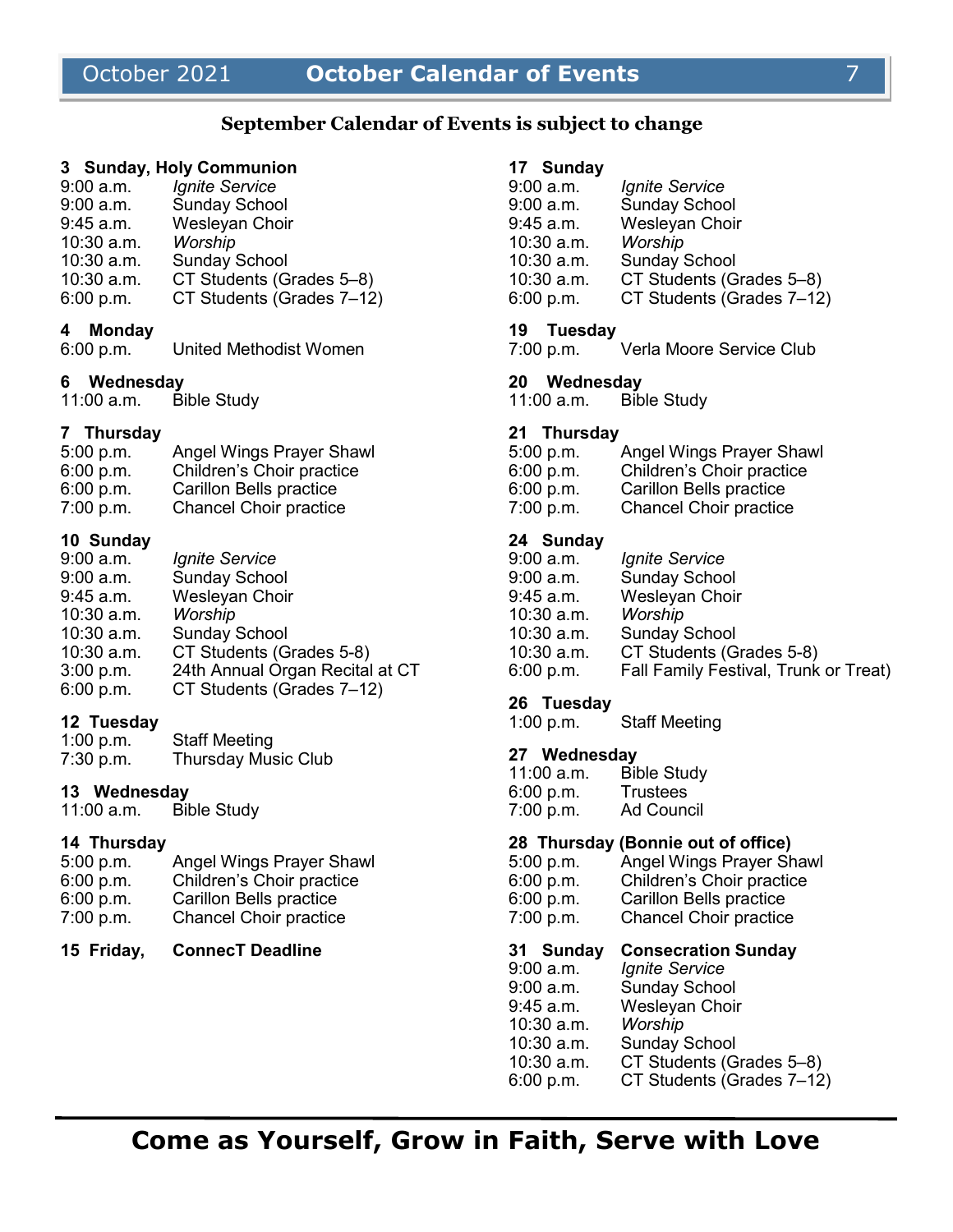# October Calendar of Events

**September Calendar of Events is subject to change**

**3 Sunday, Holy Communion**
9:00 a.m. *Ignite Service*
9:00 a.m. Sunday School
9:45 a.m. Wesleyan Choir
10:30 a.m. *Worship*
10:30 a.m. Sunday School
10:30 a.m. CT Students (Grades 5–8)
6:00 p.m. CT Students (Grades 7–12)

**4 Monday**
6:00 p.m. United Methodist Women

**6 Wednesday**
11:00 a.m. Bible Study

**7 Thursday**
5:00 p.m. Angel Wings Prayer Shawl
6:00 p.m. Children's Choir practice
6:00 p.m. Carillon Bells practice
7:00 p.m. Chancel Choir practice

**10 Sunday**
9:00 a.m. *Ignite Service*
9:00 a.m. Sunday School
9:45 a.m. Wesleyan Choir
10:30 a.m. *Worship*
10:30 a.m. Sunday School
10:30 a.m. CT Students (Grades 5-8)
3:00 p.m. 24th Annual Organ Recital at CT
6:00 p.m. CT Students (Grades 7–12)

**12 Tuesday**
1:00 p.m. Staff Meeting
7:30 p.m. Thursday Music Club

**13 Wednesday**
11:00 a.m. Bible Study

**14 Thursday**
5:00 p.m. Angel Wings Prayer Shawl
6:00 p.m. Children's Choir practice
6:00 p.m. Carillon Bells practice
7:00 p.m. Chancel Choir practice

**15 Friday, ConnecT Deadline**

**17 Sunday**
9:00 a.m. *Ignite Service*
9:00 a.m. Sunday School
9:45 a.m. Wesleyan Choir
10:30 a.m. *Worship*
10:30 a.m. Sunday School
10:30 a.m. CT Students (Grades 5–8)
6:00 p.m. CT Students (Grades 7–12)

**19 Tuesday**
7:00 p.m. Verla Moore Service Club

**20 Wednesday**
11:00 a.m. Bible Study

**21 Thursday**
5:00 p.m. Angel Wings Prayer Shawl
6:00 p.m. Children's Choir practice
6:00 p.m. Carillon Bells practice
7:00 p.m. Chancel Choir practice

**24 Sunday**
9:00 a.m. *Ignite Service*
9:00 a.m. Sunday School
9:45 a.m. Wesleyan Choir
10:30 a.m. *Worship*
10:30 a.m. Sunday School
10:30 a.m. CT Students (Grades 5-8)
6:00 p.m. Fall Family Festival, Trunk or Treat)

**26 Tuesday**
1:00 p.m. Staff Meeting

**27 Wednesday**
11:00 a.m. Bible Study
6:00 p.m. Trustees
7:00 p.m. Ad Council

**28 Thursday (Bonnie out of office)**
5:00 p.m. Angel Wings Prayer Shawl
6:00 p.m. Children's Choir practice
6:00 p.m. Carillon Bells practice
7:00 p.m. Chancel Choir practice

**31 Sunday Consecration Sunday**
9:00 a.m. *Ignite Service*
9:00 a.m. Sunday School
9:45 a.m. Wesleyan Choir
10:30 a.m. *Worship*
10:30 a.m. Sunday School
10:30 a.m. CT Students (Grades 5–8)
6:00 p.m. CT Students (Grades 7–12)

---

**Come as Yourself, Grow in Faith, Serve with Love**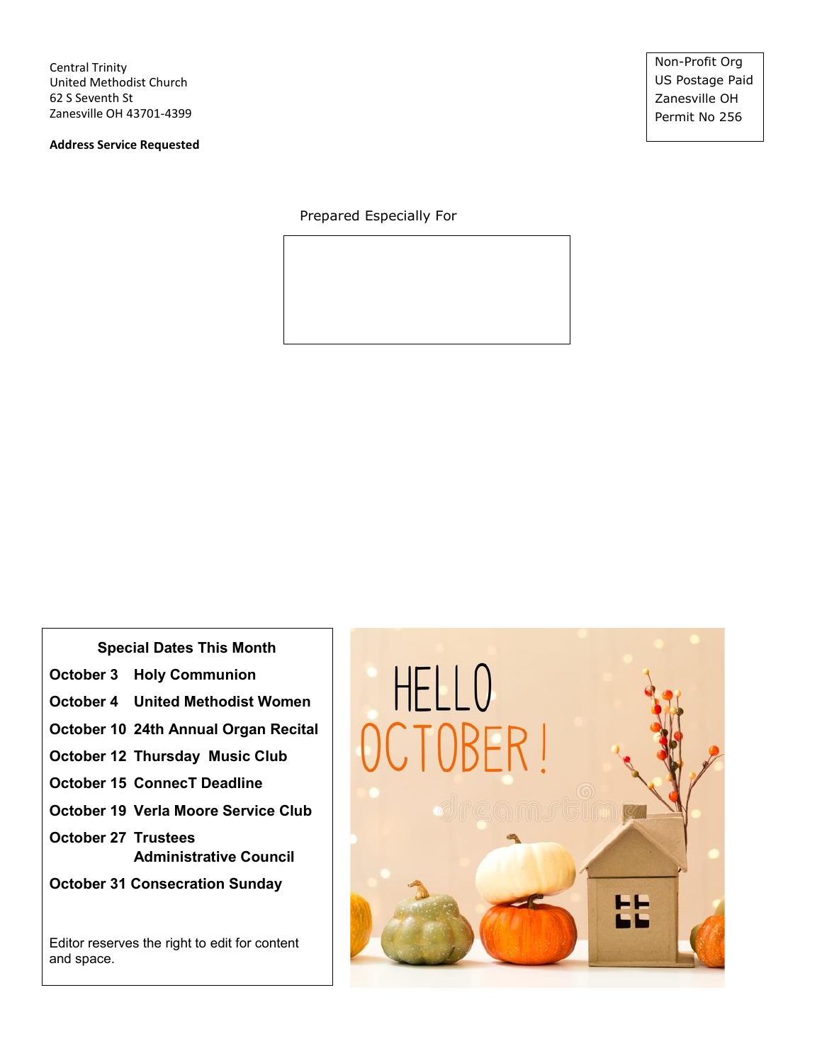Central Trinity
United Methodist Church
62 S Seventh St
Zanesville OH 43701-4399

**Address Service Requested**

Non-Profit Org
US Postage Paid
Zanesville OH
Permit No 256

Prepared Especially For

**Special Dates This Month**

**October 3** **Holy Communion**

**October 4** **United Methodist Women**

**October 10** **24th Annual Organ Recital**

**October 12** **Thursday Music Club**

**October 15** **ConnecT Deadline**

**October 19** **Verla Moore Service Club**

**October 27** **Trustees**
**Administrative Council**

**October 31 Consecration Sunday**

Editor reserves the right to edit for content and space.

HELLO
OCTOBER!